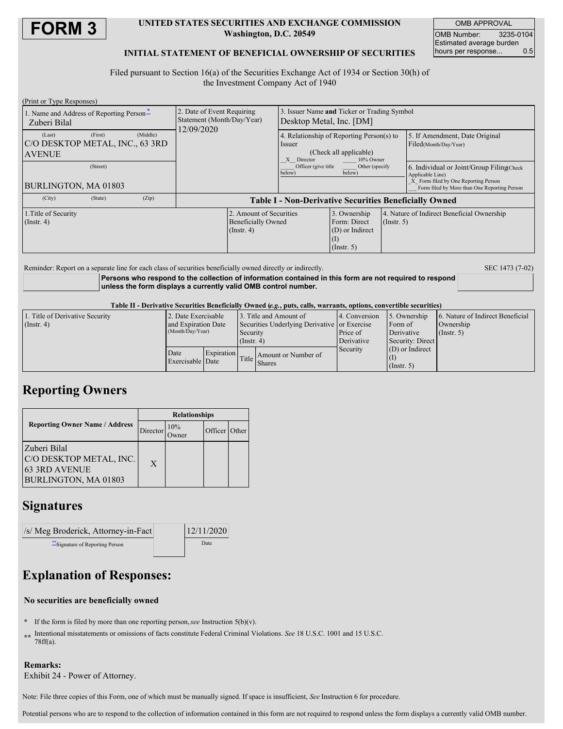# FORM 3

**UNITED STATES SECURITIES AND EXCHANGE COMMISSION**
**Washington, D.C. 20549**

**INITIAL STATEMENT OF BENEFICIAL OWNERSHIP OF SECURITIES**

| OMB APPROVAL | |
|---|---|
| OMB Number: | 3235-0104 |
| Estimated average burden hours per response... | 0.5 |

Filed pursuant to Section 16(a) of the Securities Exchange Act of 1934 or Section 30(h) of the Investment Company Act of 1940

(Print or Type Responses)

| 1. Name and Address of Reporting Person* | 2. Date of Event Requiring Statement (Month/Day/Year) | 3. Issuer Name and Ticker or Trading Symbol |
|---|---|---|
| Zuberi Bilal | 12/09/2020 | Desktop Metal, Inc. [DM] |
| (Last) (First) (Middle) C/O DESKTOP METAL, INC., 63 3RD AVENUE | | 4. Relationship of Reporting Person(s) to Issuer (Check all applicable) _X_ Director ___ 10% Owner ___ Officer (give title below) ___ Other (specify below) |
| (Street) | | 5. If Amendment, Date Original Filed(Month/Day/Year) |
| BURLINGTON, MA 01803 | | 6. Individual or Joint/Group Filing(Check Applicable Line) _X_ Form filed by One Reporting Person ___ Form filed by More than One Reporting Person |
| (City) (State) (Zip) | | |

**Table I - Non-Derivative Securities Beneficially Owned**

| 1.Title of Security (Instr. 4) | 2. Amount of Securities Beneficially Owned (Instr. 4) | 3. Ownership Form: Direct (D) or Indirect (I) (Instr. 5) | 4. Nature of Indirect Beneficial Ownership (Instr. 5) |
|---|---|---|---|

Reminder: Report on a separate line for each class of securities beneficially owned directly or indirectly.

SEC 1473 (7-02)

**Persons who respond to the collection of information contained in this form are not required to respond unless the form displays a currently valid OMB control number.**

**Table II - Derivative Securities Beneficially Owned (*e.g.*, puts, calls, warrants, options, convertible securities)**

| 1. Title of Derivative Security (Instr. 4) | 2. Date Exercisable and Expiration Date (Month/Day/Year) | | 3. Title and Amount of Securities Underlying Derivative Security (Instr. 4) | | 4. Conversion or Exercise Price of Derivative Security | 5. Ownership Form of Derivative Security: Direct (D) or Indirect (I) (Instr. 5) | 6. Nature of Indirect Beneficial Ownership (Instr. 5) |
|---|---|---|---|---|---|---|---|
| | Date Exercisable | Expiration Date | Title | Amount or Number of Shares | | | |

## Reporting Owners

| Reporting Owner Name / Address | Relationships | | | |
|---|---|---|---|---|
| | Director | 10% Owner | Officer | Other |
| Zuberi Bilal C/O DESKTOP METAL, INC. 63 3RD AVENUE BURLINGTON, MA 01803 | X | | | |

## Signatures

| /s/ Meg Broderick, Attorney-in-Fact | | 12/11/2020 |
|---|---|---|
| **Signature of Reporting Person | | Date |

## Explanation of Responses:

**No securities are beneficially owned**

\* If the form is filed by more than one reporting person, *see* Instruction 5(b)(v).

\*\* Intentional misstatements or omissions of facts constitute Federal Criminal Violations. *See* 18 U.S.C. 1001 and 15 U.S.C. 78ff(a).

**Remarks:**
Exhibit 24 - Power of Attorney.

Note: File three copies of this Form, one of which must be manually signed. If space is insufficient, *See* Instruction 6 for procedure.

Potential persons who are to respond to the collection of information contained in this form are not required to respond unless the form displays a currently valid OMB number.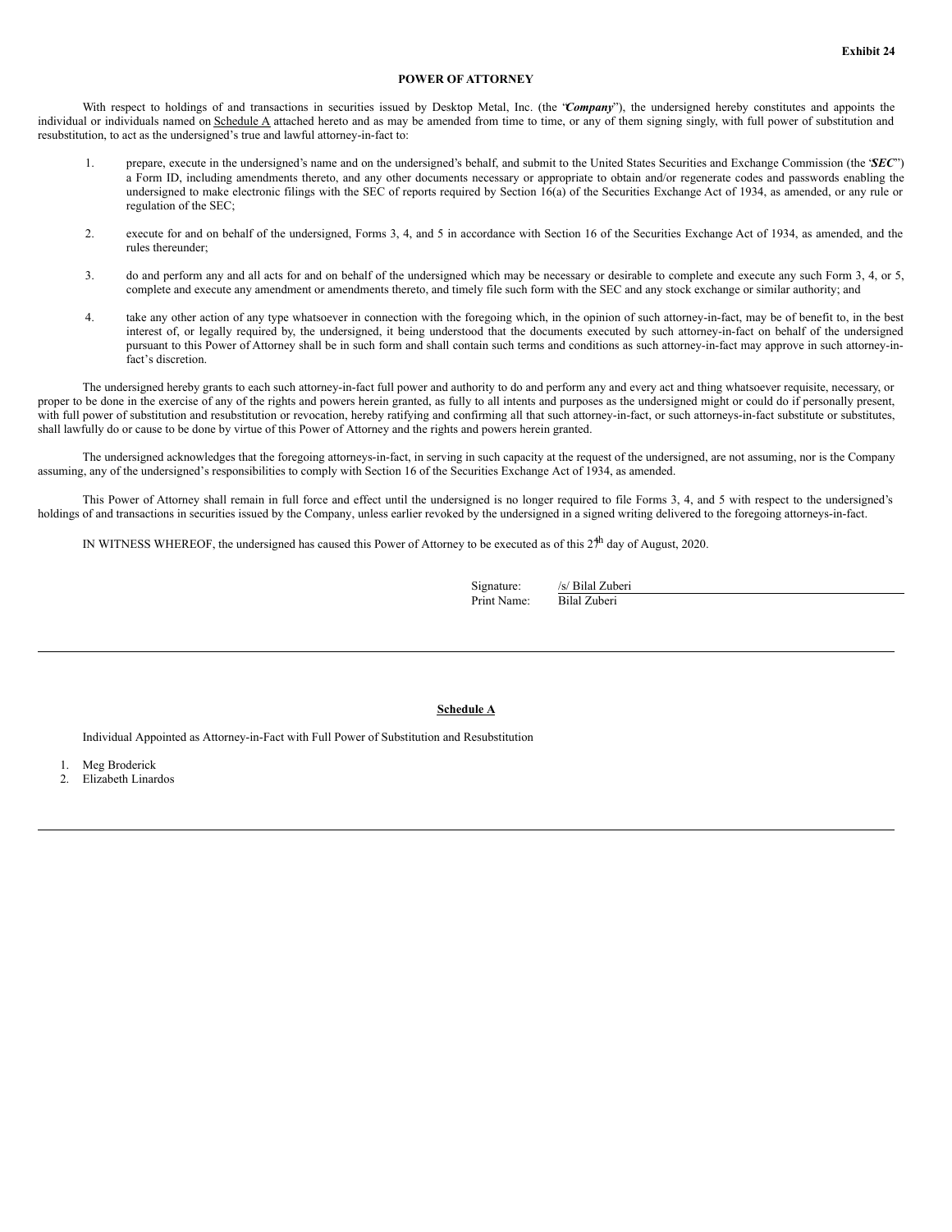Exhibit 24

**POWER OF ATTORNEY**

With respect to holdings of and transactions in securities issued by Desktop Metal, Inc. (the "***Company***"), the undersigned hereby constitutes and appoints the individual or individuals named on Schedule A attached hereto and as may be amended from time to time, or any of them signing singly, with full power of substitution and resubstitution, to act as the undersigned's true and lawful attorney-in-fact to:

1. prepare, execute in the undersigned's name and on the undersigned's behalf, and submit to the United States Securities and Exchange Commission (the "***SEC***") a Form ID, including amendments thereto, and any other documents necessary or appropriate to obtain and/or regenerate codes and passwords enabling the undersigned to make electronic filings with the SEC of reports required by Section 16(a) of the Securities Exchange Act of 1934, as amended, or any rule or regulation of the SEC;

2. execute for and on behalf of the undersigned, Forms 3, 4, and 5 in accordance with Section 16 of the Securities Exchange Act of 1934, as amended, and the rules thereunder;

3. do and perform any and all acts for and on behalf of the undersigned which may be necessary or desirable to complete and execute any such Form 3, 4, or 5, complete and execute any amendment or amendments thereto, and timely file such form with the SEC and any stock exchange or similar authority; and

4. take any other action of any type whatsoever in connection with the foregoing which, in the opinion of such attorney-in-fact, may be of benefit to, in the best interest of, or legally required by, the undersigned, it being understood that the documents executed by such attorney-in-fact on behalf of the undersigned pursuant to this Power of Attorney shall be in such form and shall contain such terms and conditions as such attorney-in-fact may approve in such attorney-in-fact's discretion.

The undersigned hereby grants to each such attorney-in-fact full power and authority to do and perform any and every act and thing whatsoever requisite, necessary, or proper to be done in the exercise of any of the rights and powers herein granted, as fully to all intents and purposes as the undersigned might or could do if personally present, with full power of substitution and resubstitution or revocation, hereby ratifying and confirming all that such attorney-in-fact, or such attorneys-in-fact substitute or substitutes, shall lawfully do or cause to be done by virtue of this Power of Attorney and the rights and powers herein granted.

The undersigned acknowledges that the foregoing attorneys-in-fact, in serving in such capacity at the request of the undersigned, are not assuming, nor is the Company assuming, any of the undersigned's responsibilities to comply with Section 16 of the Securities Exchange Act of 1934, as amended.

This Power of Attorney shall remain in full force and effect until the undersigned is no longer required to file Forms 3, 4, and 5 with respect to the undersigned's holdings of and transactions in securities issued by the Company, unless earlier revoked by the undersigned in a signed writing delivered to the foregoing attorneys-in-fact.

IN WITNESS WHEREOF, the undersigned has caused this Power of Attorney to be executed as of this 27th day of August, 2020.

Signature: /s/ Bilal Zuberi
Print Name: Bilal Zuberi

---

**Schedule A**

Individual Appointed as Attorney-in-Fact with Full Power of Substitution and Resubstitution

1. Meg Broderick
2. Elizabeth Linardos